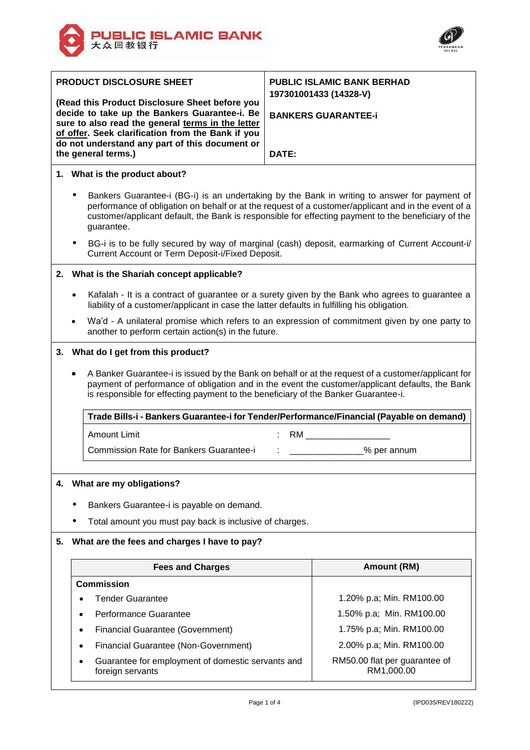PUBLIC ISLAMIC BANK
大众回教银行

| PRODUCT DISCLOSURE SHEET | PUBLIC ISLAMIC BANK BERHAD 197301001433 (14328-V) |
|---|---|
| **(Read this Product Disclosure Sheet before you decide to take up the Bankers Guarantee-i. Be sure to also read the general terms in the letter of offer. Seek clarification from the Bank if you do not understand any part of this document or the general terms.)** | **BANKERS GUARANTEE-i** <br><br> **DATE:** |

## 1. What is the product about?

- Bankers Guarantee-i (BG-i) is an undertaking by the Bank in writing to answer for payment of performance of obligation on behalf or at the request of a customer/applicant and in the event of a customer/applicant default, the Bank is responsible for effecting payment to the beneficiary of the guarantee.
- BG-i is to be fully secured by way of marginal (cash) deposit, earmarking of Current Account-i/ Current Account or Term Deposit-i/Fixed Deposit.

## 2. What is the Shariah concept applicable?

- Kafalah - It is a contract of guarantee or a surety given by the Bank who agrees to guarantee a liability of a customer/applicant in case the latter defaults in fulfilling his obligation.
- Wa'd - A unilateral promise which refers to an expression of commitment given by one party to another to perform certain action(s) in the future.

## 3. What do I get from this product?

- A Banker Guarantee-i is issued by the Bank on behalf or at the request of a customer/applicant for payment of performance of obligation and in the event the customer/applicant defaults, the Bank is responsible for effecting payment to the beneficiary of the Banker Guarantee-i.

| **Trade Bills-i - Bankers Guarantee-i for Tender/Performance/Financial (Payable on demand)** | |
|---|---|
| Amount Limit | : RM ________________ |
| Commission Rate for Bankers Guarantee-i | : ______________% per annum |

## 4. What are my obligations?

- Bankers Guarantee-i is payable on demand.
- Total amount you must pay back is inclusive of charges.

## 5. What are the fees and charges I have to pay?

| Fees and Charges | Amount (RM) |
|---|---|
| **Commission** | |
| • Tender Guarantee | 1.20% p.a; Min. RM100.00 |
| • Performance Guarantee | 1.50% p.a; Min. RM100.00 |
| • Financial Guarantee (Government) | 1.75% p.a; Min. RM100.00 |
| • Financial Guarantee (Non-Government) | 2.00% p.a; Min. RM100.00 |
| • Guarantee for employment of domestic servants and foreign servants | RM50.00 flat per guarantee of RM1,000.00 |

(IPD035/REV180222)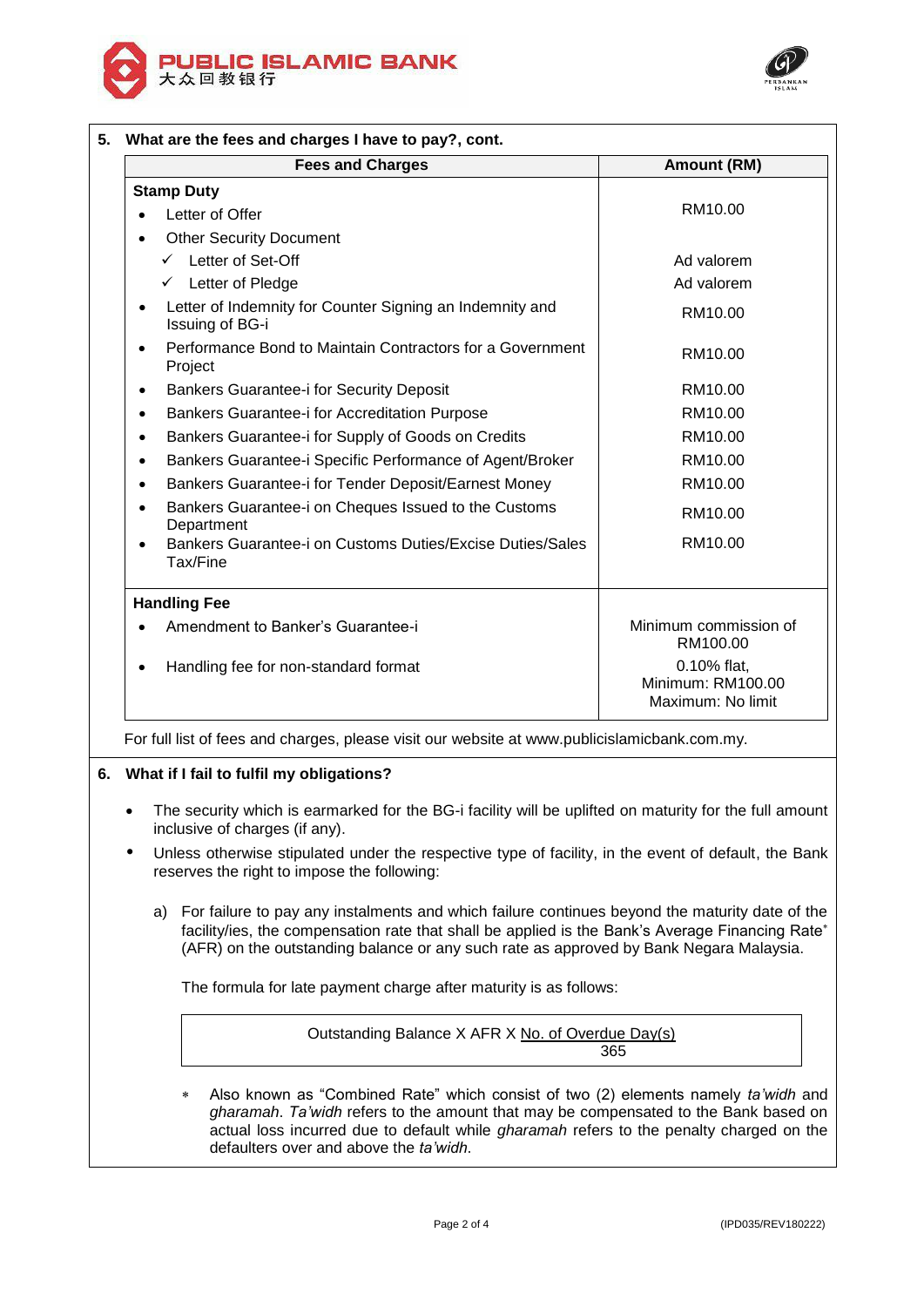## 5. What are the fees and charges I have to pay?, cont.

| Fees and Charges | Amount (RM) |
|---|---|
| **Stamp Duty** | |
| • Letter of Offer | RM10.00 |
| • Other Security Document | |
| ✓ Letter of Set-Off | Ad valorem |
| ✓ Letter of Pledge | Ad valorem |
| • Letter of Indemnity for Counter Signing an Indemnity and Issuing of BG-i | RM10.00 |
| • Performance Bond to Maintain Contractors for a Government Project | RM10.00 |
| • Bankers Guarantee-i for Security Deposit | RM10.00 |
| • Bankers Guarantee-i for Accreditation Purpose | RM10.00 |
| • Bankers Guarantee-i for Supply of Goods on Credits | RM10.00 |
| • Bankers Guarantee-i Specific Performance of Agent/Broker | RM10.00 |
| • Bankers Guarantee-i for Tender Deposit/Earnest Money | RM10.00 |
| • Bankers Guarantee-i on Cheques Issued to the Customs Department | RM10.00 |
| • Bankers Guarantee-i on Customs Duties/Excise Duties/Sales Tax/Fine | RM10.00 |
| **Handling Fee** | |
| • Amendment to Banker's Guarantee-i | Minimum commission of RM100.00 |
| • Handling fee for non-standard format | 0.10% flat, Minimum: RM100.00 Maximum: No limit |

For full list of fees and charges, please visit our website at www.publicislamicbank.com.my.

## 6. What if I fail to fulfil my obligations?

- The security which is earmarked for the BG-i facility will be uplifted on maturity for the full amount inclusive of charges (if any).
- Unless otherwise stipulated under the respective type of facility, in the event of default, the Bank reserves the right to impose the following:

  a) For failure to pay any instalments and which failure continues beyond the maturity date of the facility/ies, the compensation rate that shall be applied is the Bank's Average Financing Rate* (AFR) on the outstanding balance or any such rate as approved by Bank Negara Malaysia.

  The formula for late payment charge after maturity is as follows:

  $$\text{Outstanding Balance} \times \text{AFR} \times \frac{\text{No. of Overdue Day(s)}}{365}$$

  \* Also known as "Combined Rate" which consist of two (2) elements namely *ta'widh* and *gharamah*. *Ta'widh* refers to the amount that may be compensated to the Bank based on actual loss incurred due to default while *gharamah* refers to the penalty charged on the defaulters over and above the *ta'widh*.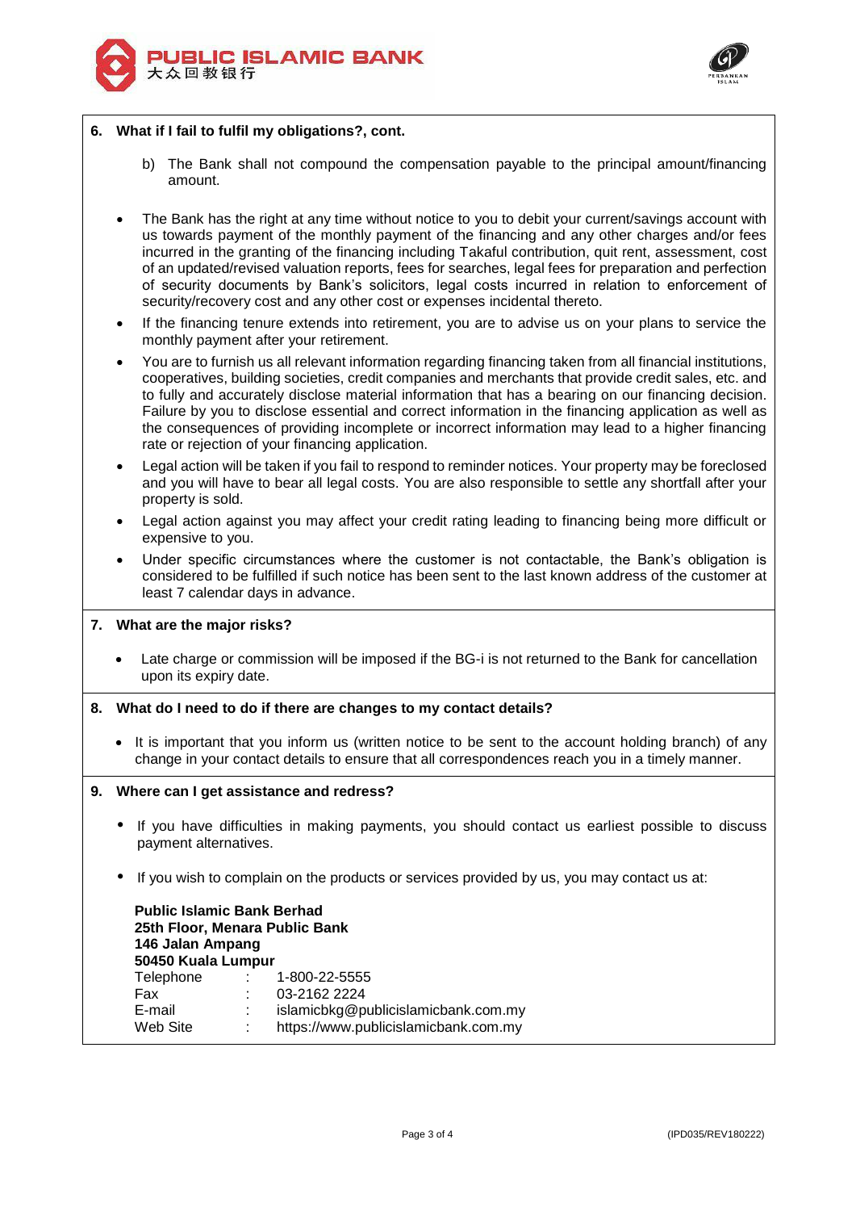## 6. What if I fail to fulfil my obligations?, cont.

b) The Bank shall not compound the compensation payable to the principal amount/financing amount.

- The Bank has the right at any time without notice to you to debit your current/savings account with us towards payment of the monthly payment of the financing and any other charges and/or fees incurred in the granting of the financing including Takaful contribution, quit rent, assessment, cost of an updated/revised valuation reports, fees for searches, legal fees for preparation and perfection of security documents by Bank's solicitors, legal costs incurred in relation to enforcement of security/recovery cost and any other cost or expenses incidental thereto.
- If the financing tenure extends into retirement, you are to advise us on your plans to service the monthly payment after your retirement.
- You are to furnish us all relevant information regarding financing taken from all financial institutions, cooperatives, building societies, credit companies and merchants that provide credit sales, etc. and to fully and accurately disclose material information that has a bearing on our financing decision. Failure by you to disclose essential and correct information in the financing application as well as the consequences of providing incomplete or incorrect information may lead to a higher financing rate or rejection of your financing application.
- Legal action will be taken if you fail to respond to reminder notices. Your property may be foreclosed and you will have to bear all legal costs. You are also responsible to settle any shortfall after your property is sold.
- Legal action against you may affect your credit rating leading to financing being more difficult or expensive to you.
- Under specific circumstances where the customer is not contactable, the Bank's obligation is considered to be fulfilled if such notice has been sent to the last known address of the customer at least 7 calendar days in advance.

## 7. What are the major risks?

- Late charge or commission will be imposed if the BG-i is not returned to the Bank for cancellation upon its expiry date.

## 8. What do I need to do if there are changes to my contact details?

- It is important that you inform us (written notice to be sent to the account holding branch) of any change in your contact details to ensure that all correspondences reach you in a timely manner.

## 9. Where can I get assistance and redress?

- If you have difficulties in making payments, you should contact us earliest possible to discuss payment alternatives.
- If you wish to complain on the products or services provided by us, you may contact us at:

**Public Islamic Bank Berhad**
**25th Floor, Menara Public Bank**
**146 Jalan Ampang**
**50450 Kuala Lumpur**

| | | |
|---|---|---|
| Telephone | : | 1-800-22-5555 |
| Fax | : | 03-2162 2224 |
| E-mail | : | islamicbkg@publicislamicbank.com.my |
| Web Site | : | https://www.publicislamicbank.com.my |

(IPD035/REV180222)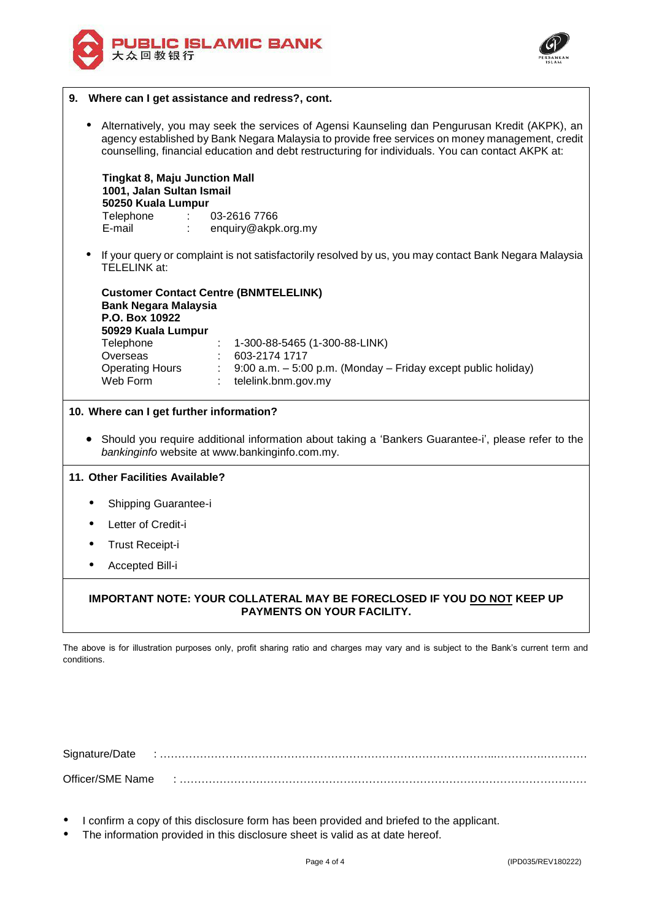## 9. Where can I get assistance and redress?, cont.

- Alternatively, you may seek the services of Agensi Kaunseling dan Pengurusan Kredit (AKPK), an agency established by Bank Negara Malaysia to provide free services on money management, credit counselling, financial education and debt restructuring for individuals. You can contact AKPK at:

  **Tingkat 8, Maju Junction Mall**
  **1001, Jalan Sultan Ismail**
  **50250 Kuala Lumpur**
  Telephone : 03-2616 7766
  E-mail : enquiry@akpk.org.my

- If your query or complaint is not satisfactorily resolved by us, you may contact Bank Negara Malaysia TELELINK at:

  **Customer Contact Centre (BNMTELELINK)**
  **Bank Negara Malaysia**
  **P.O. Box 10922**
  **50929 Kuala Lumpur**
  Telephone : 1-300-88-5465 (1-300-88-LINK)
  Overseas : 603-2174 1717
  Operating Hours : 9:00 a.m. – 5:00 p.m. (Monday – Friday except public holiday)
  Web Form : telelink.bnm.gov.my

## 10. Where can I get further information?

- Should you require additional information about taking a 'Bankers Guarantee-i', please refer to the *bankinginfo* website at www.bankinginfo.com.my.

## 11. Other Facilities Available?

- Shipping Guarantee-i
- Letter of Credit-i
- Trust Receipt-i
- Accepted Bill-i

**IMPORTANT NOTE: YOUR COLLATERAL MAY BE FORECLOSED IF YOU <u>DO NOT</u> KEEP UP PAYMENTS ON YOUR FACILITY.**

The above is for illustration purposes only, profit sharing ratio and charges may vary and is subject to the Bank's current term and conditions.

Signature/Date : ……………………………………………………………………………………………………

Officer/SME Name : ……………………………………………………………………………………………………

- I confirm a copy of this disclosure form has been provided and briefed to the applicant.
- The information provided in this disclosure sheet is valid as at date hereof.

(IPD035/REV180222)